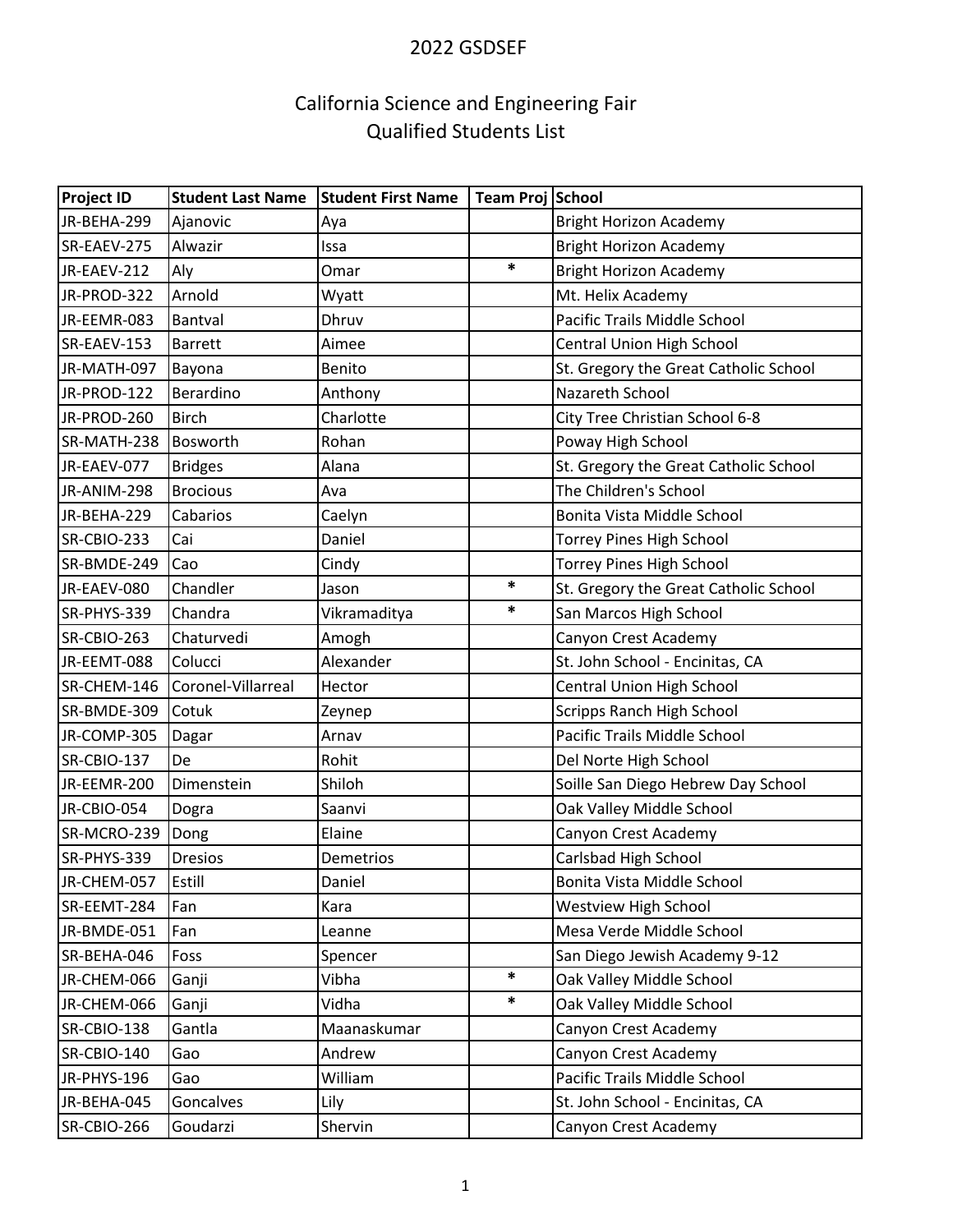# 2022 GSDSEF

## California Science and Engineering Fair
## Qualified Students List

| Project ID | Student Last Name | Student First Name | Team Proj | School |
|---|---|---|---|---|
| JR-BEHA-299 | Ajanovic | Aya | | Bright Horizon Academy |
| SR-EAEV-275 | Alwazir | Issa | | Bright Horizon Academy |
| JR-EAEV-212 | Aly | Omar | * | Bright Horizon Academy |
| JR-PROD-322 | Arnold | Wyatt | | Mt. Helix Academy |
| JR-EEMR-083 | Bantval | Dhruv | | Pacific Trails Middle School |
| SR-EAEV-153 | Barrett | Aimee | | Central Union High School |
| JR-MATH-097 | Bayona | Benito | | St. Gregory the Great Catholic School |
| JR-PROD-122 | Berardino | Anthony | | Nazareth School |
| JR-PROD-260 | Birch | Charlotte | | City Tree Christian School 6-8 |
| SR-MATH-238 | Bosworth | Rohan | | Poway High School |
| JR-EAEV-077 | Bridges | Alana | | St. Gregory the Great Catholic School |
| JR-ANIM-298 | Brocious | Ava | | The Children's School |
| JR-BEHA-229 | Cabarios | Caelyn | | Bonita Vista Middle School |
| SR-CBIO-233 | Cai | Daniel | | Torrey Pines High School |
| SR-BMDE-249 | Cao | Cindy | | Torrey Pines High School |
| JR-EAEV-080 | Chandler | Jason | * | St. Gregory the Great Catholic School |
| SR-PHYS-339 | Chandra | Vikramaditya | * | San Marcos High School |
| SR-CBIO-263 | Chaturvedi | Amogh | | Canyon Crest Academy |
| JR-EEMT-088 | Colucci | Alexander | | St. John School - Encinitas, CA |
| SR-CHEM-146 | Coronel-Villarreal | Hector | | Central Union High School |
| SR-BMDE-309 | Cotuk | Zeynep | | Scripps Ranch High School |
| JR-COMP-305 | Dagar | Arnav | | Pacific Trails Middle School |
| SR-CBIO-137 | De | Rohit | | Del Norte High School |
| JR-EEMR-200 | Dimenstein | Shiloh | | Soille San Diego Hebrew Day School |
| JR-CBIO-054 | Dogra | Saanvi | | Oak Valley Middle School |
| SR-MCRO-239 | Dong | Elaine | | Canyon Crest Academy |
| SR-PHYS-339 | Dresios | Demetrios | | Carlsbad High School |
| JR-CHEM-057 | Estill | Daniel | | Bonita Vista Middle School |
| SR-EEMT-284 | Fan | Kara | | Westview High School |
| JR-BMDE-051 | Fan | Leanne | | Mesa Verde Middle School |
| SR-BEHA-046 | Foss | Spencer | | San Diego Jewish Academy 9-12 |
| JR-CHEM-066 | Ganji | Vibha | * | Oak Valley Middle School |
| JR-CHEM-066 | Ganji | Vidha | * | Oak Valley Middle School |
| SR-CBIO-138 | Gantla | Maanaskumar | | Canyon Crest Academy |
| SR-CBIO-140 | Gao | Andrew | | Canyon Crest Academy |
| JR-PHYS-196 | Gao | William | | Pacific Trails Middle School |
| JR-BEHA-045 | Goncalves | Lily | | St. John School - Encinitas, CA |
| SR-CBIO-266 | Goudarzi | Shervin | | Canyon Crest Academy |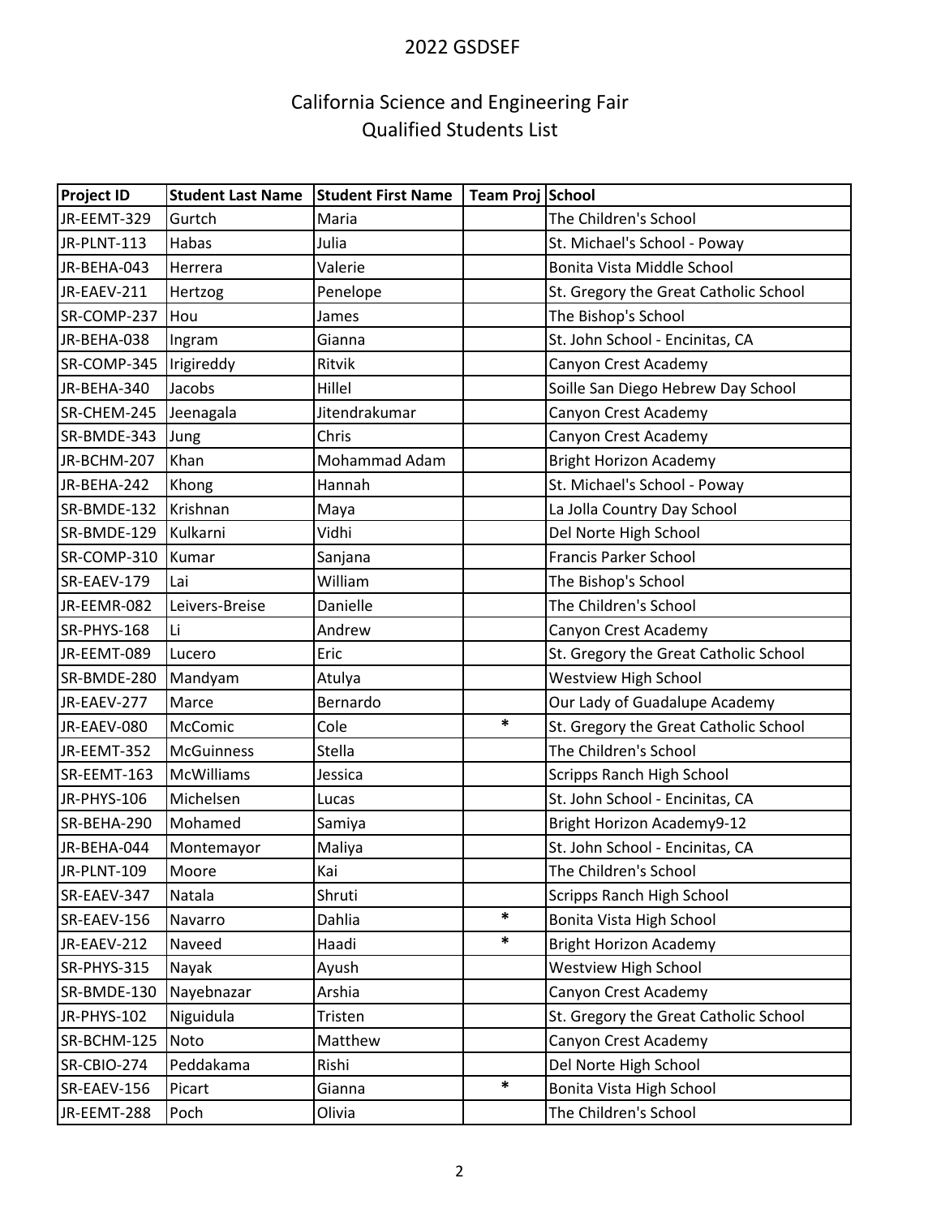# 2022 GSDSEF

## California Science and Engineering Fair
## Qualified Students List

| Project ID | Student Last Name | Student First Name | Team Proj | School |
|---|---|---|---|---|
| JR-EEMT-329 | Gurtch | Maria | | The Children's School |
| JR-PLNT-113 | Habas | Julia | | St. Michael's School - Poway |
| JR-BEHA-043 | Herrera | Valerie | | Bonita Vista Middle School |
| JR-EAEV-211 | Hertzog | Penelope | | St. Gregory the Great Catholic School |
| SR-COMP-237 | Hou | James | | The Bishop's School |
| JR-BEHA-038 | Ingram | Gianna | | St. John School - Encinitas, CA |
| SR-COMP-345 | Irigireddy | Ritvik | | Canyon Crest Academy |
| JR-BEHA-340 | Jacobs | Hillel | | Soille San Diego Hebrew Day School |
| SR-CHEM-245 | Jeenagala | Jitendrakumar | | Canyon Crest Academy |
| SR-BMDE-343 | Jung | Chris | | Canyon Crest Academy |
| JR-BCHM-207 | Khan | Mohammad Adam | | Bright Horizon Academy |
| JR-BEHA-242 | Khong | Hannah | | St. Michael's School - Poway |
| SR-BMDE-132 | Krishnan | Maya | | La Jolla Country Day School |
| SR-BMDE-129 | Kulkarni | Vidhi | | Del Norte High School |
| SR-COMP-310 | Kumar | Sanjana | | Francis Parker School |
| SR-EAEV-179 | Lai | William | | The Bishop's School |
| JR-EEMR-082 | Leivers-Breise | Danielle | | The Children's School |
| SR-PHYS-168 | Li | Andrew | | Canyon Crest Academy |
| JR-EEMT-089 | Lucero | Eric | | St. Gregory the Great Catholic School |
| SR-BMDE-280 | Mandyam | Atulya | | Westview High School |
| JR-EAEV-277 | Marce | Bernardo | | Our Lady of Guadalupe Academy |
| JR-EAEV-080 | McComic | Cole | * | St. Gregory the Great Catholic School |
| JR-EEMT-352 | McGuinness | Stella | | The Children's School |
| SR-EEMT-163 | McWilliams | Jessica | | Scripps Ranch High School |
| JR-PHYS-106 | Michelsen | Lucas | | St. John School - Encinitas, CA |
| SR-BEHA-290 | Mohamed | Samiya | | Bright Horizon Academy9-12 |
| JR-BEHA-044 | Montemayor | Maliya | | St. John School - Encinitas, CA |
| JR-PLNT-109 | Moore | Kai | | The Children's School |
| SR-EAEV-347 | Natala | Shruti | | Scripps Ranch High School |
| SR-EAEV-156 | Navarro | Dahlia | * | Bonita Vista High School |
| JR-EAEV-212 | Naveed | Haadi | * | Bright Horizon Academy |
| SR-PHYS-315 | Nayak | Ayush | | Westview High School |
| SR-BMDE-130 | Nayebnazar | Arshia | | Canyon Crest Academy |
| JR-PHYS-102 | Niguidula | Tristen | | St. Gregory the Great Catholic School |
| SR-BCHM-125 | Noto | Matthew | | Canyon Crest Academy |
| SR-CBIO-274 | Peddakama | Rishi | | Del Norte High School |
| SR-EAEV-156 | Picart | Gianna | * | Bonita Vista High School |
| JR-EEMT-288 | Poch | Olivia | | The Children's School |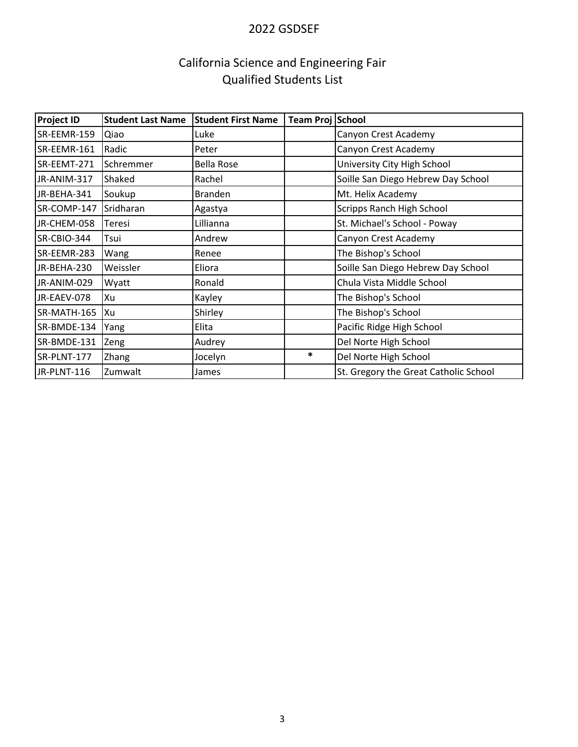2022 GSDSEF

California Science and Engineering Fair
Qualified Students List

| Project ID | Student Last Name | Student First Name | Team Proj | School |
|---|---|---|---|---|
| SR-EEMR-159 | Qiao | Luke | | Canyon Crest Academy |
| SR-EEMR-161 | Radic | Peter | | Canyon Crest Academy |
| SR-EEMT-271 | Schremmer | Bella Rose | | University City High School |
| JR-ANIM-317 | Shaked | Rachel | | Soille San Diego Hebrew Day School |
| JR-BEHA-341 | Soukup | Branden | | Mt. Helix Academy |
| SR-COMP-147 | Sridharan | Agastya | | Scripps Ranch High School |
| JR-CHEM-058 | Teresi | Lillianna | | St. Michael's School - Poway |
| SR-CBIO-344 | Tsui | Andrew | | Canyon Crest Academy |
| SR-EEMR-283 | Wang | Renee | | The Bishop's School |
| JR-BEHA-230 | Weissler | Eliora | | Soille San Diego Hebrew Day School |
| JR-ANIM-029 | Wyatt | Ronald | | Chula Vista Middle School |
| JR-EAEV-078 | Xu | Kayley | | The Bishop's School |
| SR-MATH-165 | Xu | Shirley | | The Bishop's School |
| SR-BMDE-134 | Yang | Elita | | Pacific Ridge High School |
| SR-BMDE-131 | Zeng | Audrey | | Del Norte High School |
| SR-PLNT-177 | Zhang | Jocelyn | * | Del Norte High School |
| JR-PLNT-116 | Zumwalt | James | | St. Gregory the Great Catholic School |